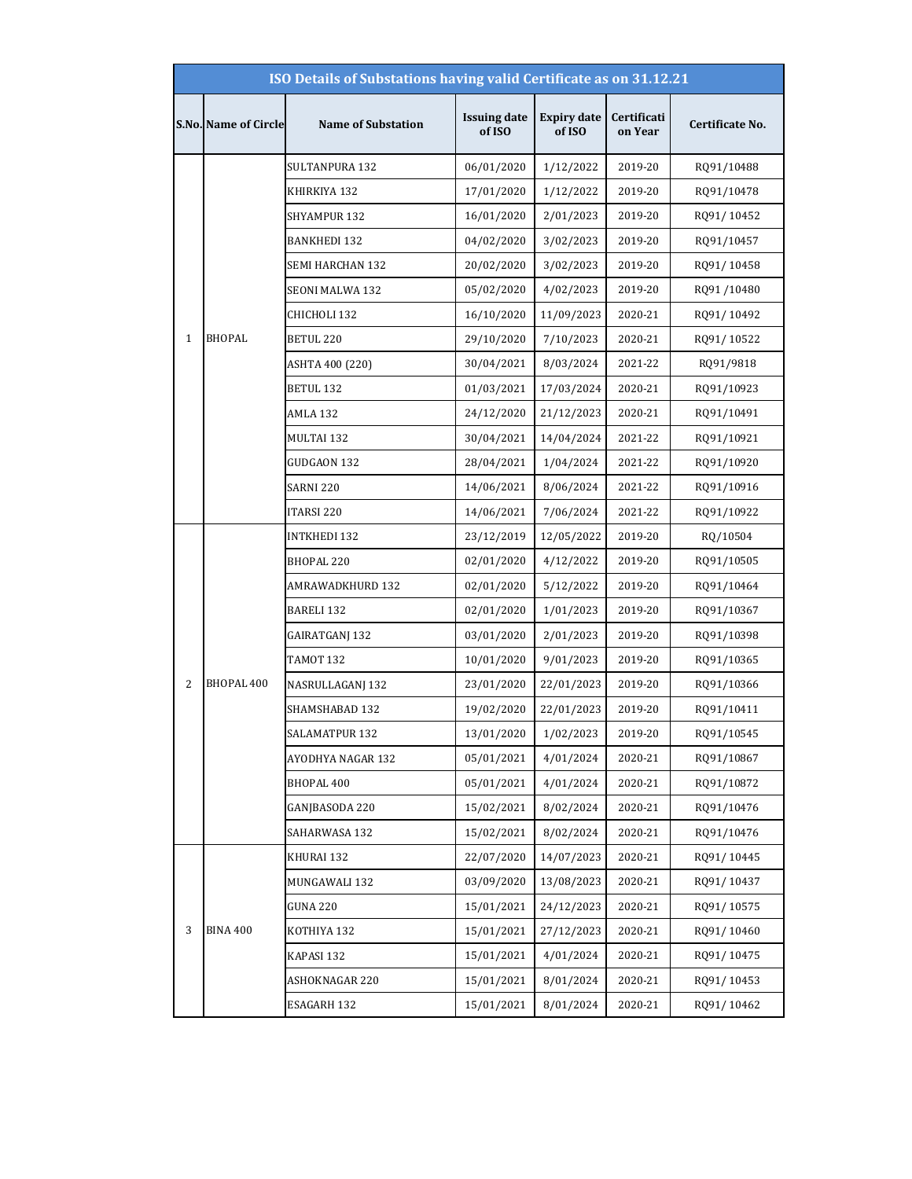| ISO Details of Substations having valid Certificate as on 31.12.21 | | | | | | |
|---|---|---|---|---|---|---|
| S.No. | Name of Circle | Name of Substation | Issuing date of ISO | Expiry date of ISO | Certification Year | Certificate No. |
| 1 | BHOPAL | SULTANPURA 132 | 06/01/2020 | 1/12/2022 | 2019-20 | RQ91/10488 |
| | | KHIRKIYA 132 | 17/01/2020 | 1/12/2022 | 2019-20 | RQ91/10478 |
| | | SHYAMPUR 132 | 16/01/2020 | 2/01/2023 | 2019-20 | RQ91/ 10452 |
| | | BANKHEDI 132 | 04/02/2020 | 3/02/2023 | 2019-20 | RQ91/10457 |
| | | SEMI HARCHAN 132 | 20/02/2020 | 3/02/2023 | 2019-20 | RQ91/ 10458 |
| | | SEONI MALWA 132 | 05/02/2020 | 4/02/2023 | 2019-20 | RQ91 /10480 |
| | | CHICHOLI 132 | 16/10/2020 | 11/09/2023 | 2020-21 | RQ91/ 10492 |
| | | BETUL 220 | 29/10/2020 | 7/10/2023 | 2020-21 | RQ91/ 10522 |
| | | ASHTA 400 (220) | 30/04/2021 | 8/03/2024 | 2021-22 | RQ91/9818 |
| | | BETUL 132 | 01/03/2021 | 17/03/2024 | 2020-21 | RQ91/10923 |
| | | AMLA 132 | 24/12/2020 | 21/12/2023 | 2020-21 | RQ91/10491 |
| | | MULTAI 132 | 30/04/2021 | 14/04/2024 | 2021-22 | RQ91/10921 |
| | | GUDGAON 132 | 28/04/2021 | 1/04/2024 | 2021-22 | RQ91/10920 |
| | | SARNI 220 | 14/06/2021 | 8/06/2024 | 2021-22 | RQ91/10916 |
| | | ITARSI 220 | 14/06/2021 | 7/06/2024 | 2021-22 | RQ91/10922 |
| 2 | BHOPAL 400 | INTKHEDI 132 | 23/12/2019 | 12/05/2022 | 2019-20 | RQ/10504 |
| | | BHOPAL 220 | 02/01/2020 | 4/12/2022 | 2019-20 | RQ91/10505 |
| | | AMRAWADKHURD 132 | 02/01/2020 | 5/12/2022 | 2019-20 | RQ91/10464 |
| | | BARELI 132 | 02/01/2020 | 1/01/2023 | 2019-20 | RQ91/10367 |
| | | GAIRATGANJ 132 | 03/01/2020 | 2/01/2023 | 2019-20 | RQ91/10398 |
| | | TAMOT 132 | 10/01/2020 | 9/01/2023 | 2019-20 | RQ91/10365 |
| | | NASRULLAGANJ 132 | 23/01/2020 | 22/01/2023 | 2019-20 | RQ91/10366 |
| | | SHAMSHABAD 132 | 19/02/2020 | 22/01/2023 | 2019-20 | RQ91/10411 |
| | | SALAMATPUR 132 | 13/01/2020 | 1/02/2023 | 2019-20 | RQ91/10545 |
| | | AYODHYA NAGAR 132 | 05/01/2021 | 4/01/2024 | 2020-21 | RQ91/10867 |
| | | BHOPAL 400 | 05/01/2021 | 4/01/2024 | 2020-21 | RQ91/10872 |
| | | GANJBASODA 220 | 15/02/2021 | 8/02/2024 | 2020-21 | RQ91/10476 |
| | | SAHARWASA 132 | 15/02/2021 | 8/02/2024 | 2020-21 | RQ91/10476 |
| 3 | BINA 400 | KHURAI 132 | 22/07/2020 | 14/07/2023 | 2020-21 | RQ91/ 10445 |
| | | MUNGAWALI 132 | 03/09/2020 | 13/08/2023 | 2020-21 | RQ91/ 10437 |
| | | GUNA 220 | 15/01/2021 | 24/12/2023 | 2020-21 | RQ91/ 10575 |
| | | KOTHIYA 132 | 15/01/2021 | 27/12/2023 | 2020-21 | RQ91/ 10460 |
| | | KAPASI 132 | 15/01/2021 | 4/01/2024 | 2020-21 | RQ91/ 10475 |
| | | ASHOKNAGAR 220 | 15/01/2021 | 8/01/2024 | 2020-21 | RQ91/ 10453 |
| | | ESAGARH 132 | 15/01/2021 | 8/01/2024 | 2020-21 | RQ91/ 10462 |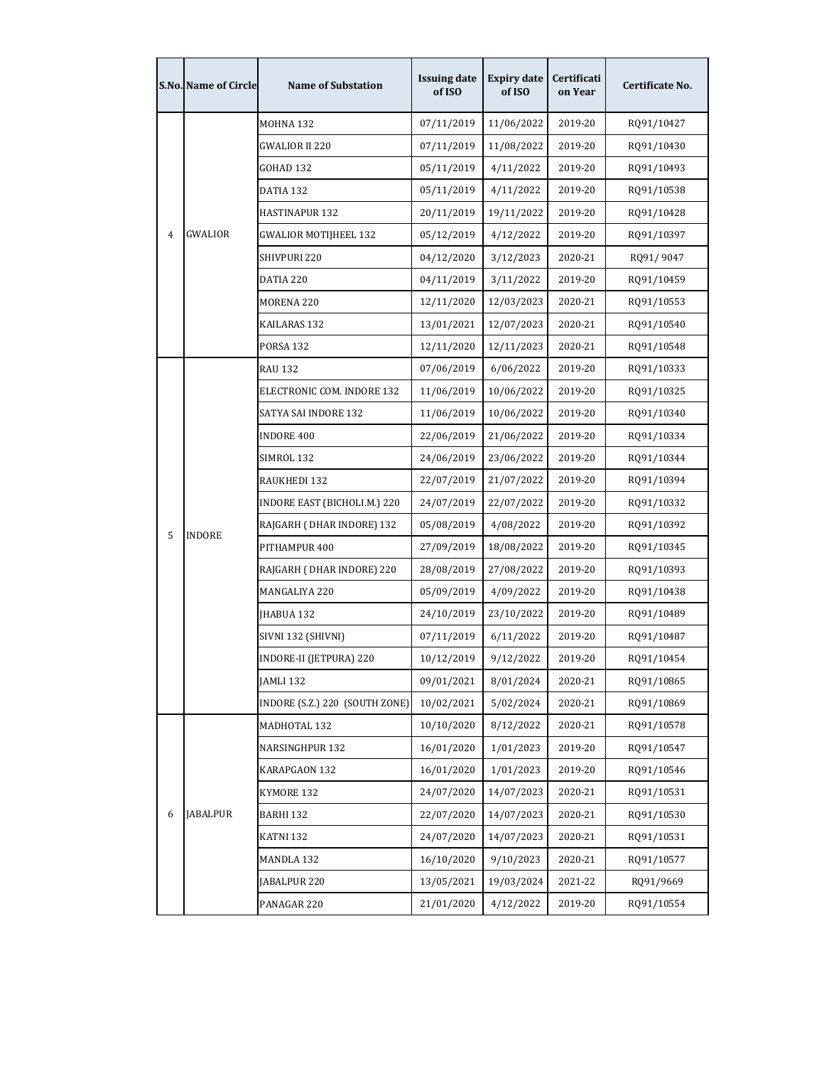| S.No. | Name of Circle | Name of Substation | Issuing date of ISO | Expiry date of ISO | Certification Year | Certificate No. |
|---|---|---|---|---|---|---|
| 4 | GWALIOR | MOHNA 132 | 07/11/2019 | 11/06/2022 | 2019-20 | RQ91/10427 |
| | | GWALIOR II 220 | 07/11/2019 | 11/08/2022 | 2019-20 | RQ91/10430 |
| | | GOHAD 132 | 05/11/2019 | 4/11/2022 | 2019-20 | RQ91/10493 |
| | | DATIA 132 | 05/11/2019 | 4/11/2022 | 2019-20 | RQ91/10538 |
| | | HASTINAPUR 132 | 20/11/2019 | 19/11/2022 | 2019-20 | RQ91/10428 |
| | | GWALIOR MOTIJHEEL 132 | 05/12/2019 | 4/12/2022 | 2019-20 | RQ91/10397 |
| | | SHIVPURI 220 | 04/12/2020 | 3/12/2023 | 2020-21 | RQ91/ 9047 |
| | | DATIA 220 | 04/11/2019 | 3/11/2022 | 2019-20 | RQ91/10459 |
| | | MORENA 220 | 12/11/2020 | 12/03/2023 | 2020-21 | RQ91/10553 |
| | | KAILARAS 132 | 13/01/2021 | 12/07/2023 | 2020-21 | RQ91/10540 |
| | | PORSA 132 | 12/11/2020 | 12/11/2023 | 2020-21 | RQ91/10548 |
| 5 | INDORE | RAU 132 | 07/06/2019 | 6/06/2022 | 2019-20 | RQ91/10333 |
| | | ELECTRONIC COM. INDORE 132 | 11/06/2019 | 10/06/2022 | 2019-20 | RQ91/10325 |
| | | SATYA SAI INDORE 132 | 11/06/2019 | 10/06/2022 | 2019-20 | RQ91/10340 |
| | | INDORE 400 | 22/06/2019 | 21/06/2022 | 2019-20 | RQ91/10334 |
| | | SIMROL 132 | 24/06/2019 | 23/06/2022 | 2019-20 | RQ91/10344 |
| | | RAUKHEDI 132 | 22/07/2019 | 21/07/2022 | 2019-20 | RQ91/10394 |
| | | INDORE EAST (BICHOLI.M.) 220 | 24/07/2019 | 22/07/2022 | 2019-20 | RQ91/10332 |
| | | RAJGARH ( DHAR INDORE) 132 | 05/08/2019 | 4/08/2022 | 2019-20 | RQ91/10392 |
| | | PITHAMPUR 400 | 27/09/2019 | 18/08/2022 | 2019-20 | RQ91/10345 |
| | | RAJGARH ( DHAR INDORE) 220 | 28/08/2019 | 27/08/2022 | 2019-20 | RQ91/10393 |
| | | MANGALIYA 220 | 05/09/2019 | 4/09/2022 | 2019-20 | RQ91/10438 |
| | | JHABUA 132 | 24/10/2019 | 23/10/2022 | 2019-20 | RQ91/10489 |
| | | SIVNI 132 (SHIVNI) | 07/11/2019 | 6/11/2022 | 2019-20 | RQ91/10487 |
| | | INDORE-II (JETPURA) 220 | 10/12/2019 | 9/12/2022 | 2019-20 | RQ91/10454 |
| | | JAMLI 132 | 09/01/2021 | 8/01/2024 | 2020-21 | RQ91/10865 |
| | | INDORE (S.Z.) 220 (SOUTH ZONE) | 10/02/2021 | 5/02/2024 | 2020-21 | RQ91/10869 |
| 6 | JABALPUR | MADHOTAL 132 | 10/10/2020 | 8/12/2022 | 2020-21 | RQ91/10578 |
| | | NARSINGHPUR 132 | 16/01/2020 | 1/01/2023 | 2019-20 | RQ91/10547 |
| | | KARAPGAON 132 | 16/01/2020 | 1/01/2023 | 2019-20 | RQ91/10546 |
| | | KYMORE 132 | 24/07/2020 | 14/07/2023 | 2020-21 | RQ91/10531 |
| | | BARHI 132 | 22/07/2020 | 14/07/2023 | 2020-21 | RQ91/10530 |
| | | KATNI 132 | 24/07/2020 | 14/07/2023 | 2020-21 | RQ91/10531 |
| | | MANDLA 132 | 16/10/2020 | 9/10/2023 | 2020-21 | RQ91/10577 |
| | | JABALPUR 220 | 13/05/2021 | 19/03/2024 | 2021-22 | RQ91/9669 |
| | | PANAGAR 220 | 21/01/2020 | 4/12/2022 | 2019-20 | RQ91/10554 |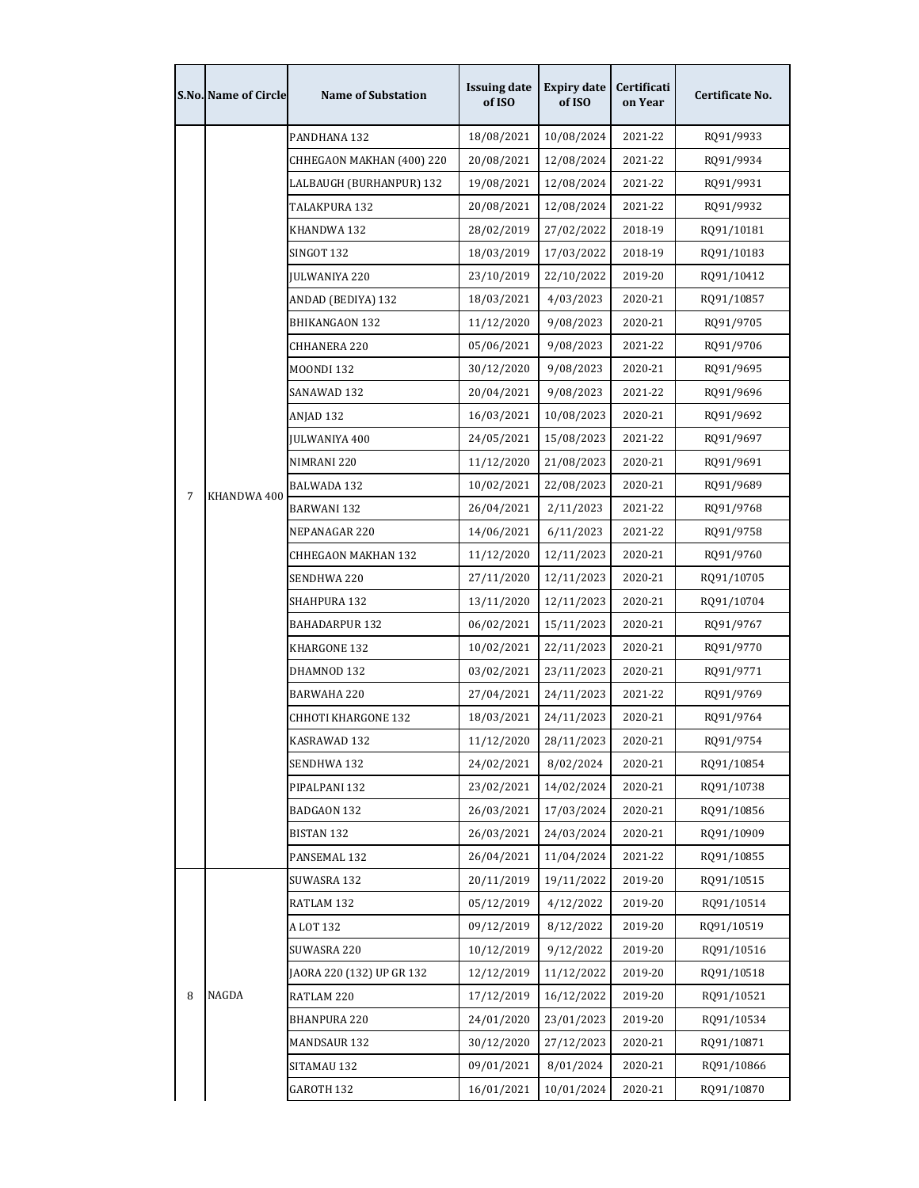| S.No. | Name of Circle | Name of Substation | Issuing date of ISO | Expiry date of ISO | Certification Year | Certificate No. |
|---|---|---|---|---|---|---|
| 7 | KHANDWA 400 | PANDHANA 132 | 18/08/2021 | 10/08/2024 | 2021-22 | RQ91/9933 |
| | | CHHEGAON MAKHAN (400) 220 | 20/08/2021 | 12/08/2024 | 2021-22 | RQ91/9934 |
| | | LALBAUGH (BURHANPUR) 132 | 19/08/2021 | 12/08/2024 | 2021-22 | RQ91/9931 |
| | | TALAKPURA 132 | 20/08/2021 | 12/08/2024 | 2021-22 | RQ91/9932 |
| | | KHANDWA 132 | 28/02/2019 | 27/02/2022 | 2018-19 | RQ91/10181 |
| | | SINGOT 132 | 18/03/2019 | 17/03/2022 | 2018-19 | RQ91/10183 |
| | | JULWANIYA 220 | 23/10/2019 | 22/10/2022 | 2019-20 | RQ91/10412 |
| | | ANDAD (BEDIYA) 132 | 18/03/2021 | 4/03/2023 | 2020-21 | RQ91/10857 |
| | | BHIKANGAON 132 | 11/12/2020 | 9/08/2023 | 2020-21 | RQ91/9705 |
| | | CHHANERA 220 | 05/06/2021 | 9/08/2023 | 2021-22 | RQ91/9706 |
| | | MOONDI 132 | 30/12/2020 | 9/08/2023 | 2020-21 | RQ91/9695 |
| | | SANAWAD 132 | 20/04/2021 | 9/08/2023 | 2021-22 | RQ91/9696 |
| | | ANJAD 132 | 16/03/2021 | 10/08/2023 | 2020-21 | RQ91/9692 |
| | | JULWANIYA 400 | 24/05/2021 | 15/08/2023 | 2021-22 | RQ91/9697 |
| | | NIMRANI 220 | 11/12/2020 | 21/08/2023 | 2020-21 | RQ91/9691 |
| | | BALWADA 132 | 10/02/2021 | 22/08/2023 | 2020-21 | RQ91/9689 |
| | | BARWANI 132 | 26/04/2021 | 2/11/2023 | 2021-22 | RQ91/9768 |
| | | NEPANAGAR 220 | 14/06/2021 | 6/11/2023 | 2021-22 | RQ91/9758 |
| | | CHHEGAON MAKHAN 132 | 11/12/2020 | 12/11/2023 | 2020-21 | RQ91/9760 |
| | | SENDHWA 220 | 27/11/2020 | 12/11/2023 | 2020-21 | RQ91/10705 |
| | | SHAHPURA 132 | 13/11/2020 | 12/11/2023 | 2020-21 | RQ91/10704 |
| | | BAHADARPUR 132 | 06/02/2021 | 15/11/2023 | 2020-21 | RQ91/9767 |
| | | KHARGONE 132 | 10/02/2021 | 22/11/2023 | 2020-21 | RQ91/9770 |
| | | DHAMNOD 132 | 03/02/2021 | 23/11/2023 | 2020-21 | RQ91/9771 |
| | | BARWAHA 220 | 27/04/2021 | 24/11/2023 | 2021-22 | RQ91/9769 |
| | | CHHOTI KHARGONE 132 | 18/03/2021 | 24/11/2023 | 2020-21 | RQ91/9764 |
| | | KASRAWAD 132 | 11/12/2020 | 28/11/2023 | 2020-21 | RQ91/9754 |
| | | SENDHWA 132 | 24/02/2021 | 8/02/2024 | 2020-21 | RQ91/10854 |
| | | PIPALPANI 132 | 23/02/2021 | 14/02/2024 | 2020-21 | RQ91/10738 |
| | | BADGAON 132 | 26/03/2021 | 17/03/2024 | 2020-21 | RQ91/10856 |
| | | BISTAN 132 | 26/03/2021 | 24/03/2024 | 2020-21 | RQ91/10909 |
| | | PANSEMAL 132 | 26/04/2021 | 11/04/2024 | 2021-22 | RQ91/10855 |
| 8 | NAGDA | SUWASRA 132 | 20/11/2019 | 19/11/2022 | 2019-20 | RQ91/10515 |
| | | RATLAM 132 | 05/12/2019 | 4/12/2022 | 2019-20 | RQ91/10514 |
| | | A LOT 132 | 09/12/2019 | 8/12/2022 | 2019-20 | RQ91/10519 |
| | | SUWASRA 220 | 10/12/2019 | 9/12/2022 | 2019-20 | RQ91/10516 |
| | | JAORA 220 (132) UP GR 132 | 12/12/2019 | 11/12/2022 | 2019-20 | RQ91/10518 |
| | | RATLAM 220 | 17/12/2019 | 16/12/2022 | 2019-20 | RQ91/10521 |
| | | BHANPURA 220 | 24/01/2020 | 23/01/2023 | 2019-20 | RQ91/10534 |
| | | MANDSAUR 132 | 30/12/2020 | 27/12/2023 | 2020-21 | RQ91/10871 |
| | | SITAMAU 132 | 09/01/2021 | 8/01/2024 | 2020-21 | RQ91/10866 |
| | | GAROTH 132 | 16/01/2021 | 10/01/2024 | 2020-21 | RQ91/10870 |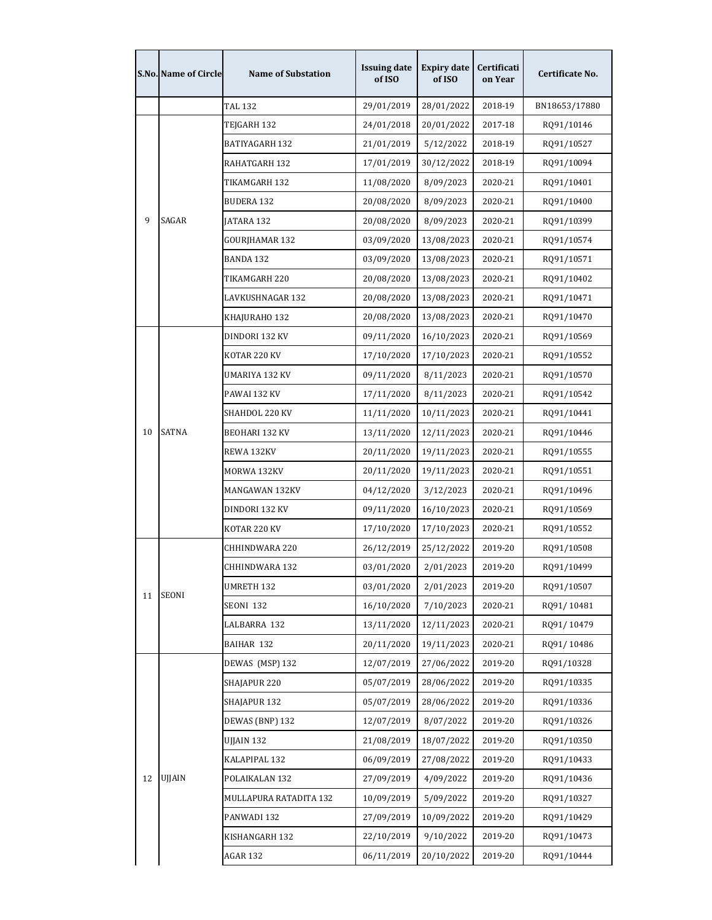| S.No. | Name of Circle | Name of Substation | Issuing date of ISO | Expiry date of ISO | Certification Year | Certificate No. |
|---|---|---|---|---|---|---|
| | | TAL 132 | 29/01/2019 | 28/01/2022 | 2018-19 | BN18653/17880 |
| 9 | SAGAR | TEJGARH 132 | 24/01/2018 | 20/01/2022 | 2017-18 | RQ91/10146 |
| | | BATIYAGARH 132 | 21/01/2019 | 5/12/2022 | 2018-19 | RQ91/10527 |
| | | RAHATGARH 132 | 17/01/2019 | 30/12/2022 | 2018-19 | RQ91/10094 |
| | | TIKAMGARH 132 | 11/08/2020 | 8/09/2023 | 2020-21 | RQ91/10401 |
| | | BUDERA 132 | 20/08/2020 | 8/09/2023 | 2020-21 | RQ91/10400 |
| | | JATARA 132 | 20/08/2020 | 8/09/2023 | 2020-21 | RQ91/10399 |
| | | GOURJHAMAR 132 | 03/09/2020 | 13/08/2023 | 2020-21 | RQ91/10574 |
| | | BANDA 132 | 03/09/2020 | 13/08/2023 | 2020-21 | RQ91/10571 |
| | | TIKAMGARH 220 | 20/08/2020 | 13/08/2023 | 2020-21 | RQ91/10402 |
| | | LAVKUSHNAGAR 132 | 20/08/2020 | 13/08/2023 | 2020-21 | RQ91/10471 |
| | | KHAJURAHO 132 | 20/08/2020 | 13/08/2023 | 2020-21 | RQ91/10470 |
| 10 | SATNA | DINDORI 132 KV | 09/11/2020 | 16/10/2023 | 2020-21 | RQ91/10569 |
| | | KOTAR 220 KV | 17/10/2020 | 17/10/2023 | 2020-21 | RQ91/10552 |
| | | UMARIYA 132 KV | 09/11/2020 | 8/11/2023 | 2020-21 | RQ91/10570 |
| | | PAWAI 132 KV | 17/11/2020 | 8/11/2023 | 2020-21 | RQ91/10542 |
| | | SHAHDOL 220 KV | 11/11/2020 | 10/11/2023 | 2020-21 | RQ91/10441 |
| | | BEOHARI 132 KV | 13/11/2020 | 12/11/2023 | 2020-21 | RQ91/10446 |
| | | REWA 132KV | 20/11/2020 | 19/11/2023 | 2020-21 | RQ91/10555 |
| | | MORWA 132KV | 20/11/2020 | 19/11/2023 | 2020-21 | RQ91/10551 |
| | | MANGAWAN 132KV | 04/12/2020 | 3/12/2023 | 2020-21 | RQ91/10496 |
| | | DINDORI 132 KV | 09/11/2020 | 16/10/2023 | 2020-21 | RQ91/10569 |
| | | KOTAR 220 KV | 17/10/2020 | 17/10/2023 | 2020-21 | RQ91/10552 |
| 11 | SEONI | CHHINDWARA 220 | 26/12/2019 | 25/12/2022 | 2019-20 | RQ91/10508 |
| | | CHHINDWARA 132 | 03/01/2020 | 2/01/2023 | 2019-20 | RQ91/10499 |
| | | UMRETH 132 | 03/01/2020 | 2/01/2023 | 2019-20 | RQ91/10507 |
| | | SEONI 132 | 16/10/2020 | 7/10/2023 | 2020-21 | RQ91/ 10481 |
| | | LALBARRA 132 | 13/11/2020 | 12/11/2023 | 2020-21 | RQ91/ 10479 |
| | | BAIHAR 132 | 20/11/2020 | 19/11/2023 | 2020-21 | RQ91/ 10486 |
| 12 | UJJAIN | DEWAS (MSP) 132 | 12/07/2019 | 27/06/2022 | 2019-20 | RQ91/10328 |
| | | SHAJAPUR 220 | 05/07/2019 | 28/06/2022 | 2019-20 | RQ91/10335 |
| | | SHAJAPUR 132 | 05/07/2019 | 28/06/2022 | 2019-20 | RQ91/10336 |
| | | DEWAS (BNP) 132 | 12/07/2019 | 8/07/2022 | 2019-20 | RQ91/10326 |
| | | UJJAIN 132 | 21/08/2019 | 18/07/2022 | 2019-20 | RQ91/10350 |
| | | KALAPIPAL 132 | 06/09/2019 | 27/08/2022 | 2019-20 | RQ91/10433 |
| | | POLAIKALAN 132 | 27/09/2019 | 4/09/2022 | 2019-20 | RQ91/10436 |
| | | MULLAPURA RATADITA 132 | 10/09/2019 | 5/09/2022 | 2019-20 | RQ91/10327 |
| | | PANWADI 132 | 27/09/2019 | 10/09/2022 | 2019-20 | RQ91/10429 |
| | | KISHANGARH 132 | 22/10/2019 | 9/10/2022 | 2019-20 | RQ91/10473 |
| | | AGAR 132 | 06/11/2019 | 20/10/2022 | 2019-20 | RQ91/10444 |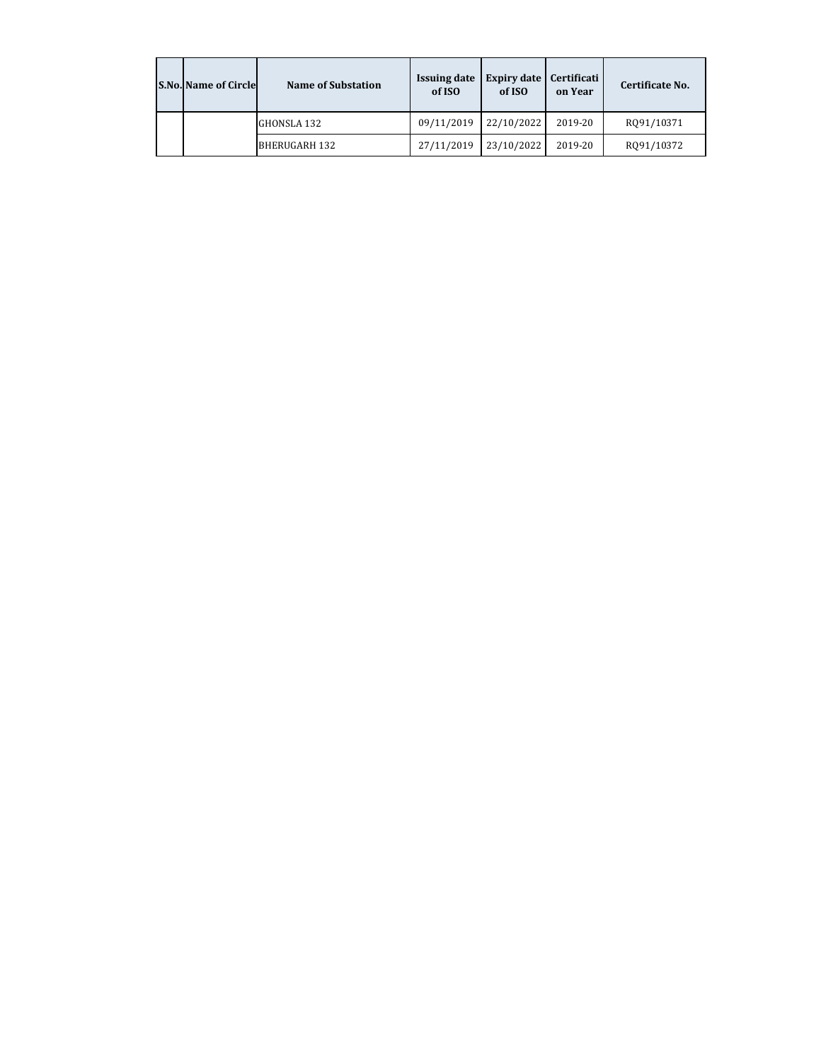| S.No. | Name of Circle | Name of Substation | Issuing date of ISO | Expiry date of ISO | Certification Year | Certificate No. |
|---|---|---|---|---|---|---|
| | | GHONSLA 132 | 09/11/2019 | 22/10/2022 | 2019-20 | RQ91/10371 |
| | | BHERUGARH 132 | 27/11/2019 | 23/10/2022 | 2019-20 | RQ91/10372 |